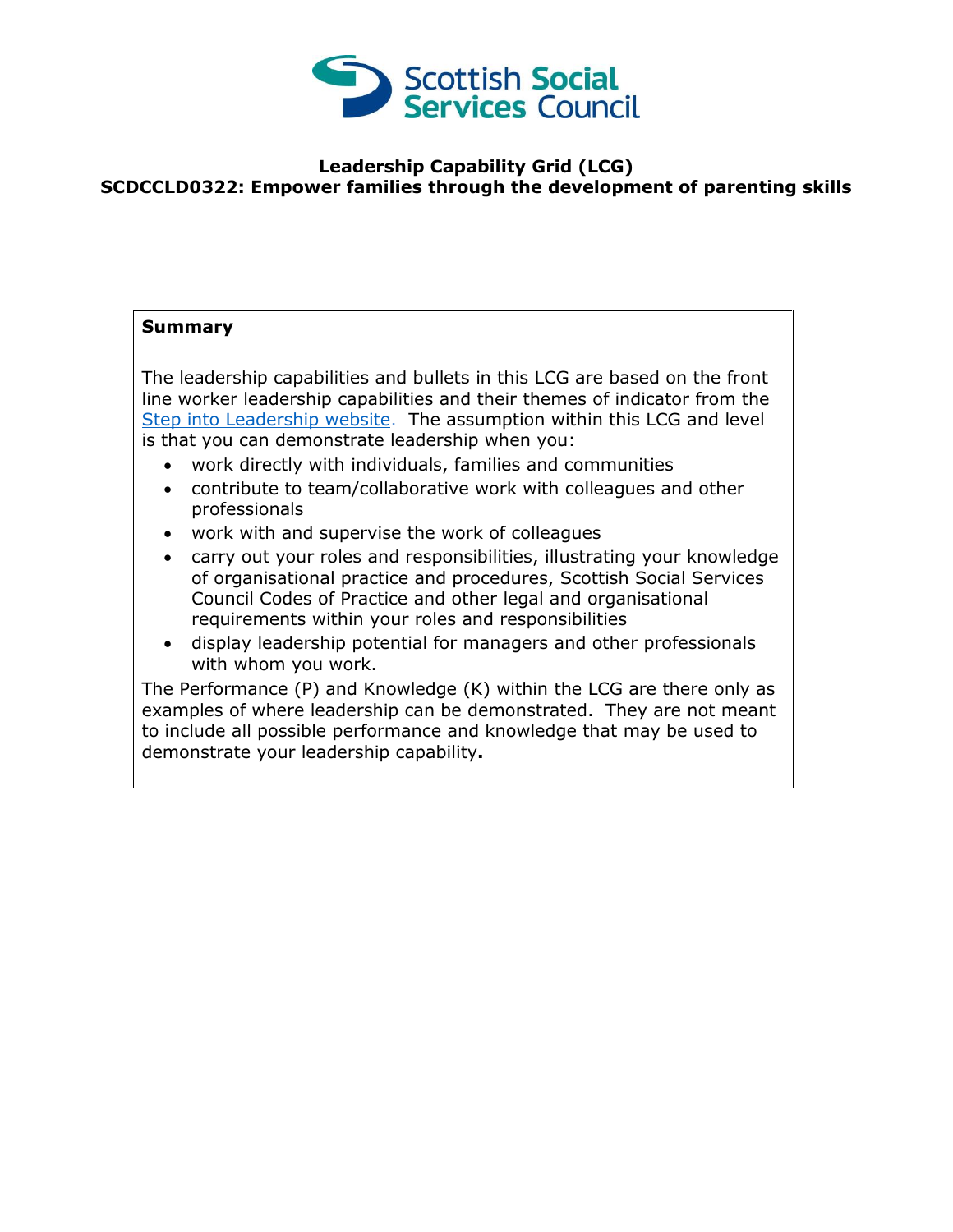Scottish Social Services Council

# Leadership Capability Grid (LCG)
# SCDCCLD0322: Empower families through the development of parenting skills

**Summary**

The leadership capabilities and bullets in this LCG are based on the front line worker leadership capabilities and their themes of indicator from the [Step into Leadership website](). The assumption within this LCG and level is that you can demonstrate leadership when you:

- work directly with individuals, families and communities
- contribute to team/collaborative work with colleagues and other professionals
- work with and supervise the work of colleagues
- carry out your roles and responsibilities, illustrating your knowledge of organisational practice and procedures, Scottish Social Services Council Codes of Practice and other legal and organisational requirements within your roles and responsibilities
- display leadership potential for managers and other professionals with whom you work.

The Performance (P) and Knowledge (K) within the LCG are there only as examples of where leadership can be demonstrated. They are not meant to include all possible performance and knowledge that may be used to demonstrate your leadership capability**.**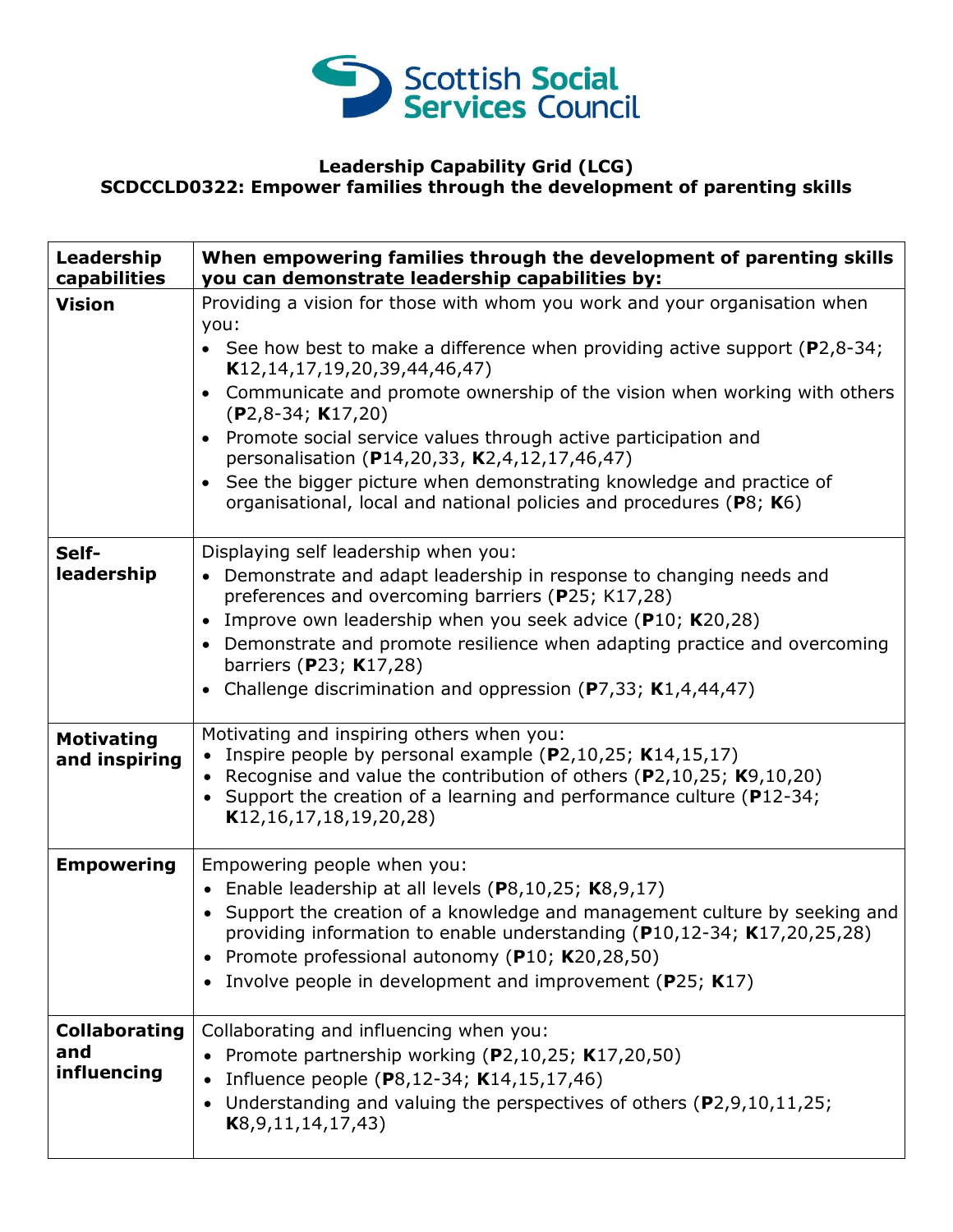Scottish Social Services Council

**Leadership Capability Grid (LCG)**
**SCDCCLD0322: Empower families through the development of parenting skills**

| **Leadership capabilities** | **When empowering families through the development of parenting skills you can demonstrate leadership capabilities by:** |
|---|---|
| **Vision** | Providing a vision for those with whom you work and your organisation when you:<br>• See how best to make a difference when providing active support (**P**2,8-34; **K**12,14,17,19,20,39,44,46,47)<br>• Communicate and promote ownership of the vision when working with others (**P**2,8-34; **K**17,20)<br>• Promote social service values through active participation and personalisation (**P**14,20,33, **K**2,4,12,17,46,47)<br>• See the bigger picture when demonstrating knowledge and practice of organisational, local and national policies and procedures (**P**8; **K**6) |
| **Self-leadership** | Displaying self leadership when you:<br>• Demonstrate and adapt leadership in response to changing needs and preferences and overcoming barriers (**P**25; K17,28)<br>• Improve own leadership when you seek advice (**P**10; **K**20,28)<br>• Demonstrate and promote resilience when adapting practice and overcoming barriers (**P**23; **K**17,28)<br>• Challenge discrimination and oppression (**P**7,33; **K**1,4,44,47) |
| **Motivating and inspiring** | Motivating and inspiring others when you:<br>• Inspire people by personal example (**P**2,10,25; **K**14,15,17)<br>• Recognise and value the contribution of others (**P**2,10,25; **K**9,10,20)<br>• Support the creation of a learning and performance culture (**P**12-34; **K**12,16,17,18,19,20,28) |
| **Empowering** | Empowering people when you:<br>• Enable leadership at all levels (**P**8,10,25; **K**8,9,17)<br>• Support the creation of a knowledge and management culture by seeking and providing information to enable understanding (**P**10,12-34; **K**17,20,25,28)<br>• Promote professional autonomy (**P**10; **K**20,28,50)<br>• Involve people in development and improvement (**P**25; **K**17) |
| **Collaborating and influencing** | Collaborating and influencing when you:<br>• Promote partnership working (**P**2,10,25; **K**17,20,50)<br>• Influence people (**P**8,12-34; **K**14,15,17,46)<br>• Understanding and valuing the perspectives of others (**P**2,9,10,11,25; **K**8,9,11,14,17,43) |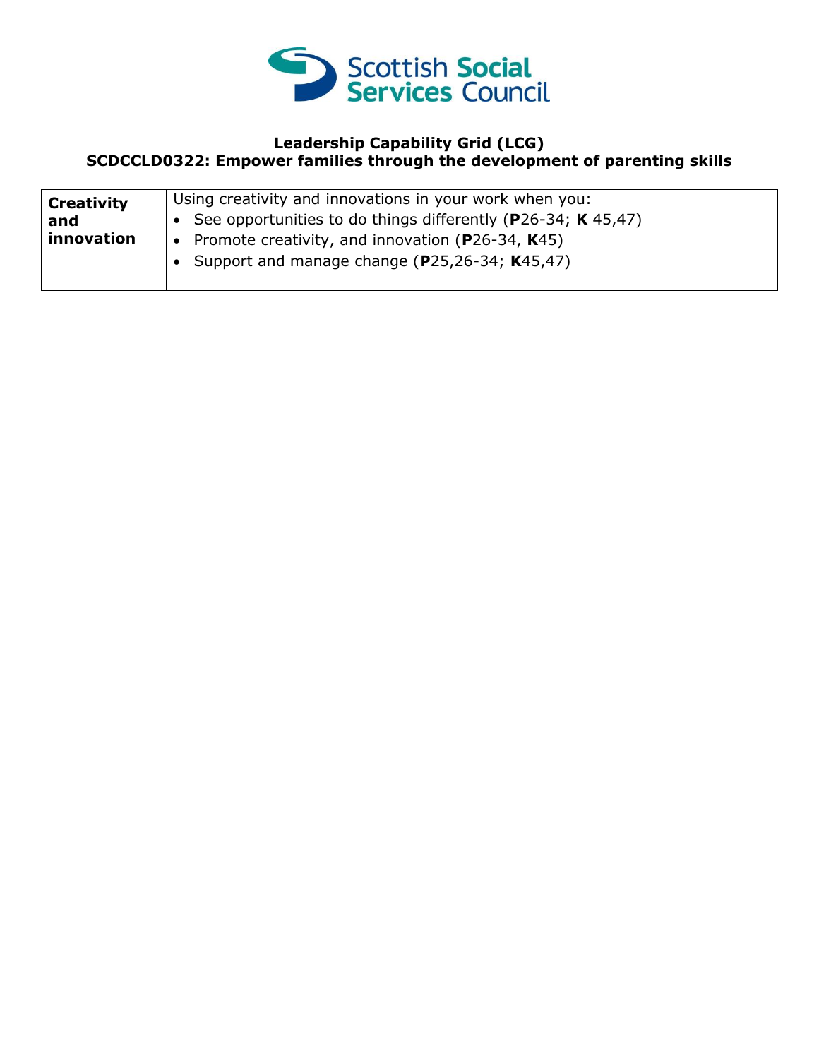**Leadership Capability Grid (LCG)**
**SCDCCLD0322: Empower families through the development of parenting skills**

| | |
|---|---|
| **Creativity and innovation** | Using creativity and innovations in your work when you:<br>• See opportunities to do things differently (**P**26-34; **K** 45,47)<br>• Promote creativity, and innovation (**P**26-34, **K**45)<br>• Support and manage change (**P**25,26-34; **K**45,47) |